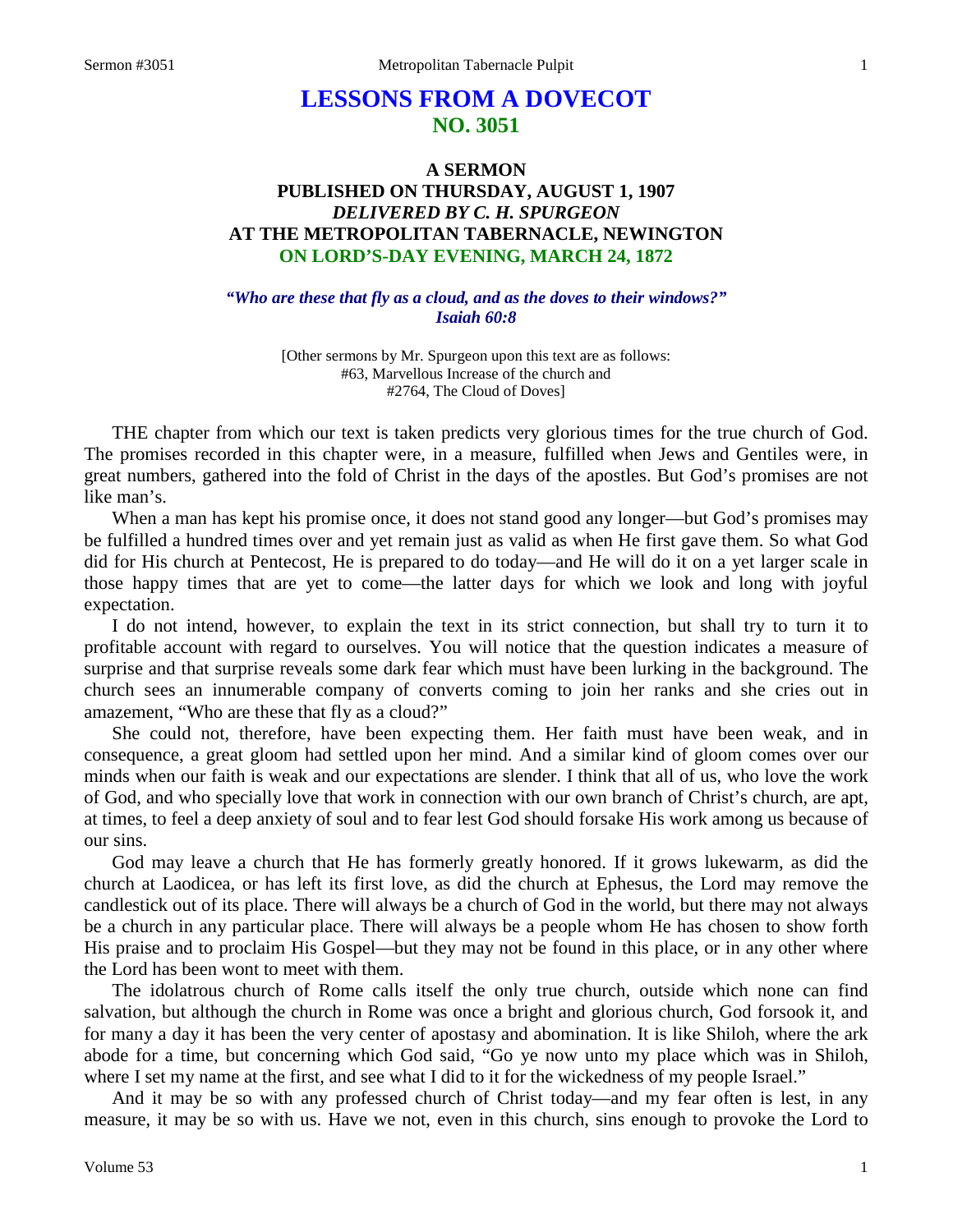# LESSONS FROM A DOVECOT
## NO. 3051

### A SERMON
### PUBLISHED ON THURSDAY, AUGUST 1, 1907
### *DELIVERED BY C. H. SPURGEON*
### AT THE METROPOLITAN TABERNACLE, NEWINGTON
### ON LORD'S-DAY EVENING, MARCH 24, 1872

***"Who are these that fly as a cloud, and as the doves to their windows?" Isaiah 60:8***

[Other sermons by Mr. Spurgeon upon this text are as follows:
#63, Marvellous Increase of the church and
#2764, The Cloud of Doves]

THE chapter from which our text is taken predicts very glorious times for the true church of God. The promises recorded in this chapter were, in a measure, fulfilled when Jews and Gentiles were, in great numbers, gathered into the fold of Christ in the days of the apostles. But God's promises are not like man's.

When a man has kept his promise once, it does not stand good any longer—but God's promises may be fulfilled a hundred times over and yet remain just as valid as when He first gave them. So what God did for His church at Pentecost, He is prepared to do today—and He will do it on a yet larger scale in those happy times that are yet to come—the latter days for which we look and long with joyful expectation.

I do not intend, however, to explain the text in its strict connection, but shall try to turn it to profitable account with regard to ourselves. You will notice that the question indicates a measure of surprise and that surprise reveals some dark fear which must have been lurking in the background. The church sees an innumerable company of converts coming to join her ranks and she cries out in amazement, "Who are these that fly as a cloud?"

She could not, therefore, have been expecting them. Her faith must have been weak, and in consequence, a great gloom had settled upon her mind. And a similar kind of gloom comes over our minds when our faith is weak and our expectations are slender. I think that all of us, who love the work of God, and who specially love that work in connection with our own branch of Christ's church, are apt, at times, to feel a deep anxiety of soul and to fear lest God should forsake His work among us because of our sins.

God may leave a church that He has formerly greatly honored. If it grows lukewarm, as did the church at Laodicea, or has left its first love, as did the church at Ephesus, the Lord may remove the candlestick out of its place. There will always be a church of God in the world, but there may not always be a church in any particular place. There will always be a people whom He has chosen to show forth His praise and to proclaim His Gospel—but they may not be found in this place, or in any other where the Lord has been wont to meet with them.

The idolatrous church of Rome calls itself the only true church, outside which none can find salvation, but although the church in Rome was once a bright and glorious church, God forsook it, and for many a day it has been the very center of apostasy and abomination. It is like Shiloh, where the ark abode for a time, but concerning which God said, "Go ye now unto my place which was in Shiloh, where I set my name at the first, and see what I did to it for the wickedness of my people Israel."

And it may be so with any professed church of Christ today—and my fear often is lest, in any measure, it may be so with us. Have we not, even in this church, sins enough to provoke the Lord to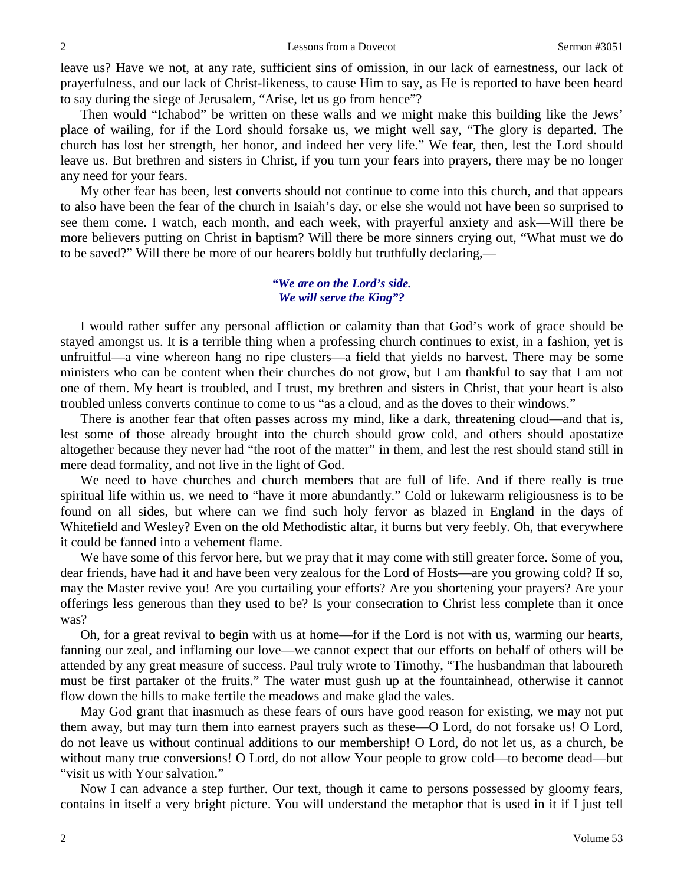leave us? Have we not, at any rate, sufficient sins of omission, in our lack of earnestness, our lack of prayerfulness, and our lack of Christ-likeness, to cause Him to say, as He is reported to have been heard to say during the siege of Jerusalem, "Arise, let us go from hence"?

Then would "Ichabod" be written on these walls and we might make this building like the Jews' place of wailing, for if the Lord should forsake us, we might well say, "The glory is departed. The church has lost her strength, her honor, and indeed her very life." We fear, then, lest the Lord should leave us. But brethren and sisters in Christ, if you turn your fears into prayers, there may be no longer any need for your fears.

My other fear has been, lest converts should not continue to come into this church, and that appears to also have been the fear of the church in Isaiah's day, or else she would not have been so surprised to see them come. I watch, each month, and each week, with prayerful anxiety and ask—Will there be more believers putting on Christ in baptism? Will there be more sinners crying out, "What must we do to be saved?" Will there be more of our hearers boldly but truthfully declaring,—

*"We are on the Lord's side.*
*We will serve the King"?*

I would rather suffer any personal affliction or calamity than that God's work of grace should be stayed amongst us. It is a terrible thing when a professing church continues to exist, in a fashion, yet is unfruitful—a vine whereon hang no ripe clusters—a field that yields no harvest. There may be some ministers who can be content when their churches do not grow, but I am thankful to say that I am not one of them. My heart is troubled, and I trust, my brethren and sisters in Christ, that your heart is also troubled unless converts continue to come to us "as a cloud, and as the doves to their windows."

There is another fear that often passes across my mind, like a dark, threatening cloud—and that is, lest some of those already brought into the church should grow cold, and others should apostatize altogether because they never had "the root of the matter" in them, and lest the rest should stand still in mere dead formality, and not live in the light of God.

We need to have churches and church members that are full of life. And if there really is true spiritual life within us, we need to "have it more abundantly." Cold or lukewarm religiousness is to be found on all sides, but where can we find such holy fervor as blazed in England in the days of Whitefield and Wesley? Even on the old Methodistic altar, it burns but very feebly. Oh, that everywhere it could be fanned into a vehement flame.

We have some of this fervor here, but we pray that it may come with still greater force. Some of you, dear friends, have had it and have been very zealous for the Lord of Hosts—are you growing cold? If so, may the Master revive you! Are you curtailing your efforts? Are you shortening your prayers? Are your offerings less generous than they used to be? Is your consecration to Christ less complete than it once was?

Oh, for a great revival to begin with us at home—for if the Lord is not with us, warming our hearts, fanning our zeal, and inflaming our love—we cannot expect that our efforts on behalf of others will be attended by any great measure of success. Paul truly wrote to Timothy, "The husbandman that laboureth must be first partaker of the fruits." The water must gush up at the fountainhead, otherwise it cannot flow down the hills to make fertile the meadows and make glad the vales.

May God grant that inasmuch as these fears of ours have good reason for existing, we may not put them away, but may turn them into earnest prayers such as these—O Lord, do not forsake us! O Lord, do not leave us without continual additions to our membership! O Lord, do not let us, as a church, be without many true conversions! O Lord, do not allow Your people to grow cold—to become dead—but "visit us with Your salvation."

Now I can advance a step further. Our text, though it came to persons possessed by gloomy fears, contains in itself a very bright picture. You will understand the metaphor that is used in it if I just tell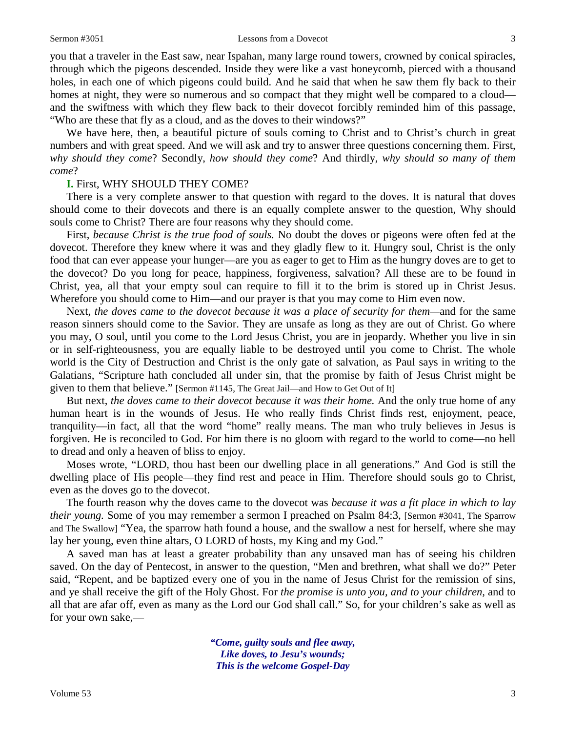you that a traveler in the East saw, near Ispahan, many large round towers, crowned by conical spiracles, through which the pigeons descended. Inside they were like a vast honeycomb, pierced with a thousand holes, in each one of which pigeons could build. And he said that when he saw them fly back to their homes at night, they were so numerous and so compact that they might well be compared to a cloud—and the swiftness with which they flew back to their dovecot forcibly reminded him of this passage, "Who are these that fly as a cloud, and as the doves to their windows?"

We have here, then, a beautiful picture of souls coming to Christ and to Christ's church in great numbers and with great speed. And we will ask and try to answer three questions concerning them. First, *why should they come*? Secondly, *how should they come*? And thirdly, *why should so many of them come*?

**I.** First, WHY SHOULD THEY COME?

There is a very complete answer to that question with regard to the doves. It is natural that doves should come to their dovecots and there is an equally complete answer to the question, Why should souls come to Christ? There are four reasons why they should come.

First, *because Christ is the true food of souls.* No doubt the doves or pigeons were often fed at the dovecot. Therefore they knew where it was and they gladly flew to it. Hungry soul, Christ is the only food that can ever appease your hunger—are you as eager to get to Him as the hungry doves are to get to the dovecot? Do you long for peace, happiness, forgiveness, salvation? All these are to be found in Christ, yea, all that your empty soul can require to fill it to the brim is stored up in Christ Jesus. Wherefore you should come to Him—and our prayer is that you may come to Him even now.

Next, *the doves came to the dovecot because it was a place of security for them*—and for the same reason sinners should come to the Savior. They are unsafe as long as they are out of Christ. Go where you may, O soul, until you come to the Lord Jesus Christ, you are in jeopardy. Whether you live in sin or in self-righteousness, you are equally liable to be destroyed until you come to Christ. The whole world is the City of Destruction and Christ is the only gate of salvation, as Paul says in writing to the Galatians, "Scripture hath concluded all under sin, that the promise by faith of Jesus Christ might be given to them that believe." [Sermon #1145, The Great Jail—and How to Get Out of It]

But next, *the doves came to their dovecot because it was their home.* And the only true home of any human heart is in the wounds of Jesus. He who really finds Christ finds rest, enjoyment, peace, tranquility—in fact, all that the word "home" really means. The man who truly believes in Jesus is forgiven. He is reconciled to God. For him there is no gloom with regard to the world to come—no hell to dread and only a heaven of bliss to enjoy.

Moses wrote, "LORD, thou hast been our dwelling place in all generations." And God is still the dwelling place of His people—they find rest and peace in Him. Therefore should souls go to Christ, even as the doves go to the dovecot.

The fourth reason why the doves came to the dovecot was *because it was a fit place in which to lay their young.* Some of you may remember a sermon I preached on Psalm 84:3, [Sermon #3041, The Sparrow and The Swallow] "Yea, the sparrow hath found a house, and the swallow a nest for herself, where she may lay her young, even thine altars, O LORD of hosts, my King and my God."

A saved man has at least a greater probability than any unsaved man has of seeing his children saved. On the day of Pentecost, in answer to the question, "Men and brethren, what shall we do?" Peter said, "Repent, and be baptized every one of you in the name of Jesus Christ for the remission of sins, and ye shall receive the gift of the Holy Ghost. For *the promise is unto you, and to your children*, and to all that are afar off, even as many as the Lord our God shall call." So, for your children's sake as well as for your own sake,—

> ***"Come, guilty souls and flee away,***
> ***Like doves, to Jesu's wounds;***
> ***This is the welcome Gospel-Day***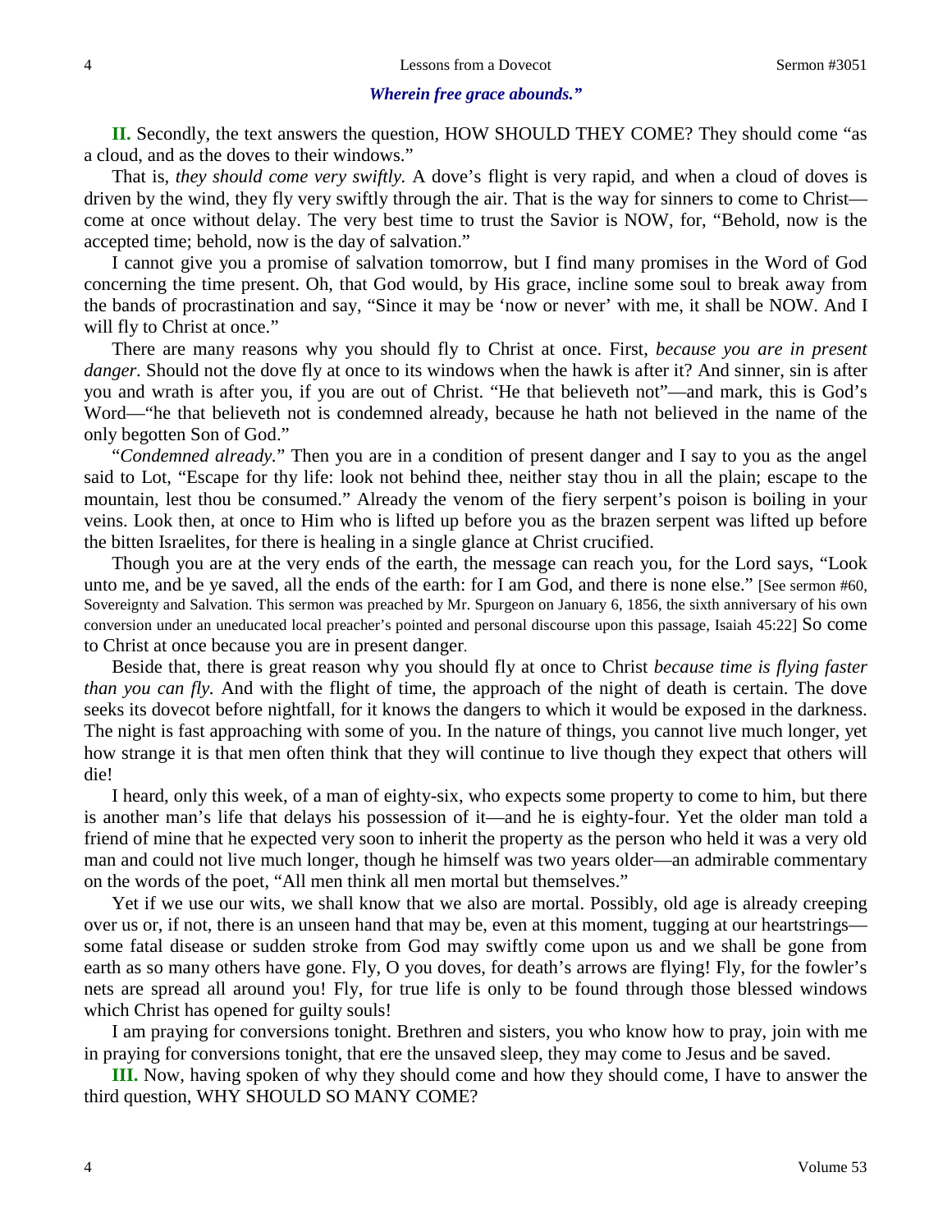***Wherein free grace abounds."***

**II.** Secondly, the text answers the question, HOW SHOULD THEY COME? They should come "as a cloud, and as the doves to their windows."

That is, *they should come very swiftly.* A dove's flight is very rapid, and when a cloud of doves is driven by the wind, they fly very swiftly through the air. That is the way for sinners to come to Christ—come at once without delay. The very best time to trust the Savior is NOW, for, "Behold, now is the accepted time; behold, now is the day of salvation."

I cannot give you a promise of salvation tomorrow, but I find many promises in the Word of God concerning the time present. Oh, that God would, by His grace, incline some soul to break away from the bands of procrastination and say, "Since it may be 'now or never' with me, it shall be NOW. And I will fly to Christ at once."

There are many reasons why you should fly to Christ at once. First, *because you are in present danger*. Should not the dove fly at once to its windows when the hawk is after it? And sinner, sin is after you and wrath is after you, if you are out of Christ. "He that believeth not"—and mark, this is God's Word—"he that believeth not is condemned already, because he hath not believed in the name of the only begotten Son of God."

"*Condemned already.*" Then you are in a condition of present danger and I say to you as the angel said to Lot, "Escape for thy life: look not behind thee, neither stay thou in all the plain; escape to the mountain, lest thou be consumed." Already the venom of the fiery serpent's poison is boiling in your veins. Look then, at once to Him who is lifted up before you as the brazen serpent was lifted up before the bitten Israelites, for there is healing in a single glance at Christ crucified.

Though you are at the very ends of the earth, the message can reach you, for the Lord says, "Look unto me, and be ye saved, all the ends of the earth: for I am God, and there is none else." [See sermon #60, Sovereignty and Salvation. This sermon was preached by Mr. Spurgeon on January 6, 1856, the sixth anniversary of his own conversion under an uneducated local preacher's pointed and personal discourse upon this passage, Isaiah 45:22] So come to Christ at once because you are in present danger.

Beside that, there is great reason why you should fly at once to Christ *because time is flying faster than you can fly.* And with the flight of time, the approach of the night of death is certain. The dove seeks its dovecot before nightfall, for it knows the dangers to which it would be exposed in the darkness. The night is fast approaching with some of you. In the nature of things, you cannot live much longer, yet how strange it is that men often think that they will continue to live though they expect that others will die!

I heard, only this week, of a man of eighty-six, who expects some property to come to him, but there is another man's life that delays his possession of it—and he is eighty-four. Yet the older man told a friend of mine that he expected very soon to inherit the property as the person who held it was a very old man and could not live much longer, though he himself was two years older—an admirable commentary on the words of the poet, "All men think all men mortal but themselves."

Yet if we use our wits, we shall know that we also are mortal. Possibly, old age is already creeping over us or, if not, there is an unseen hand that may be, even at this moment, tugging at our heartstrings—some fatal disease or sudden stroke from God may swiftly come upon us and we shall be gone from earth as so many others have gone. Fly, O you doves, for death's arrows are flying! Fly, for the fowler's nets are spread all around you! Fly, for true life is only to be found through those blessed windows which Christ has opened for guilty souls!

I am praying for conversions tonight. Brethren and sisters, you who know how to pray, join with me in praying for conversions tonight, that ere the unsaved sleep, they may come to Jesus and be saved.

**III.** Now, having spoken of why they should come and how they should come, I have to answer the third question, WHY SHOULD SO MANY COME?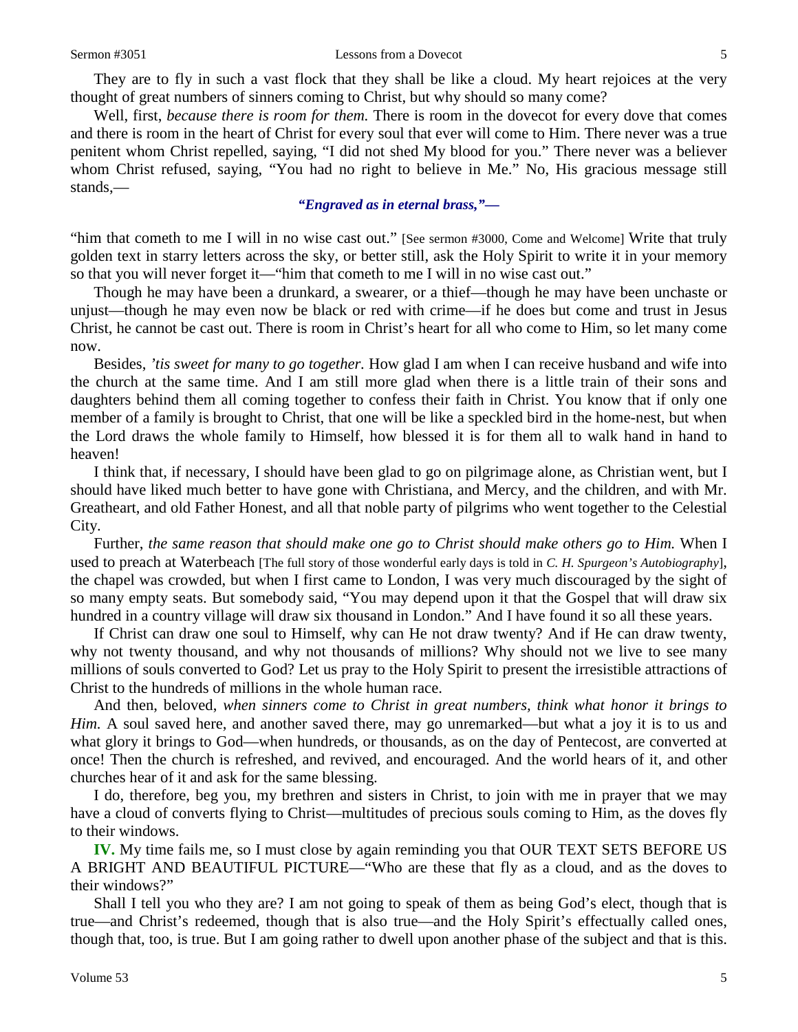They are to fly in such a vast flock that they shall be like a cloud. My heart rejoices at the very thought of great numbers of sinners coming to Christ, but why should so many come?

Well, first, *because there is room for them.* There is room in the dovecot for every dove that comes and there is room in the heart of Christ for every soul that ever will come to Him. There never was a true penitent whom Christ repelled, saying, "I did not shed My blood for you." There never was a believer whom Christ refused, saying, "You had no right to believe in Me." No, His gracious message still stands,—

***"Engraved as in eternal brass,"—***

"him that cometh to me I will in no wise cast out." [See sermon #3000, Come and Welcome] Write that truly golden text in starry letters across the sky, or better still, ask the Holy Spirit to write it in your memory so that you will never forget it—"him that cometh to me I will in no wise cast out."

Though he may have been a drunkard, a swearer, or a thief—though he may have been unchaste or unjust—though he may even now be black or red with crime—if he does but come and trust in Jesus Christ, he cannot be cast out. There is room in Christ's heart for all who come to Him, so let many come now.

Besides, *'tis sweet for many to go together.* How glad I am when I can receive husband and wife into the church at the same time. And I am still more glad when there is a little train of their sons and daughters behind them all coming together to confess their faith in Christ. You know that if only one member of a family is brought to Christ, that one will be like a speckled bird in the home-nest, but when the Lord draws the whole family to Himself, how blessed it is for them all to walk hand in hand to heaven!

I think that, if necessary, I should have been glad to go on pilgrimage alone, as Christian went, but I should have liked much better to have gone with Christiana, and Mercy, and the children, and with Mr. Greatheart, and old Father Honest, and all that noble party of pilgrims who went together to the Celestial City.

Further, *the same reason that should make one go to Christ should make others go to Him.* When I used to preach at Waterbeach [The full story of those wonderful early days is told in *C. H. Spurgeon's Autobiography*], the chapel was crowded, but when I first came to London, I was very much discouraged by the sight of so many empty seats. But somebody said, "You may depend upon it that the Gospel that will draw six hundred in a country village will draw six thousand in London." And I have found it so all these years.

If Christ can draw one soul to Himself, why can He not draw twenty? And if He can draw twenty, why not twenty thousand, and why not thousands of millions? Why should not we live to see many millions of souls converted to God? Let us pray to the Holy Spirit to present the irresistible attractions of Christ to the hundreds of millions in the whole human race.

And then, beloved, *when sinners come to Christ in great numbers, think what honor it brings to Him.* A soul saved here, and another saved there, may go unremarked—but what a joy it is to us and what glory it brings to God—when hundreds, or thousands, as on the day of Pentecost, are converted at once! Then the church is refreshed, and revived, and encouraged. And the world hears of it, and other churches hear of it and ask for the same blessing.

I do, therefore, beg you, my brethren and sisters in Christ, to join with me in prayer that we may have a cloud of converts flying to Christ—multitudes of precious souls coming to Him, as the doves fly to their windows.

**IV.** My time fails me, so I must close by again reminding you that OUR TEXT SETS BEFORE US A BRIGHT AND BEAUTIFUL PICTURE—"Who are these that fly as a cloud, and as the doves to their windows?"

Shall I tell you who they are? I am not going to speak of them as being God's elect, though that is true—and Christ's redeemed, though that is also true—and the Holy Spirit's effectually called ones, though that, too, is true. But I am going rather to dwell upon another phase of the subject and that is this.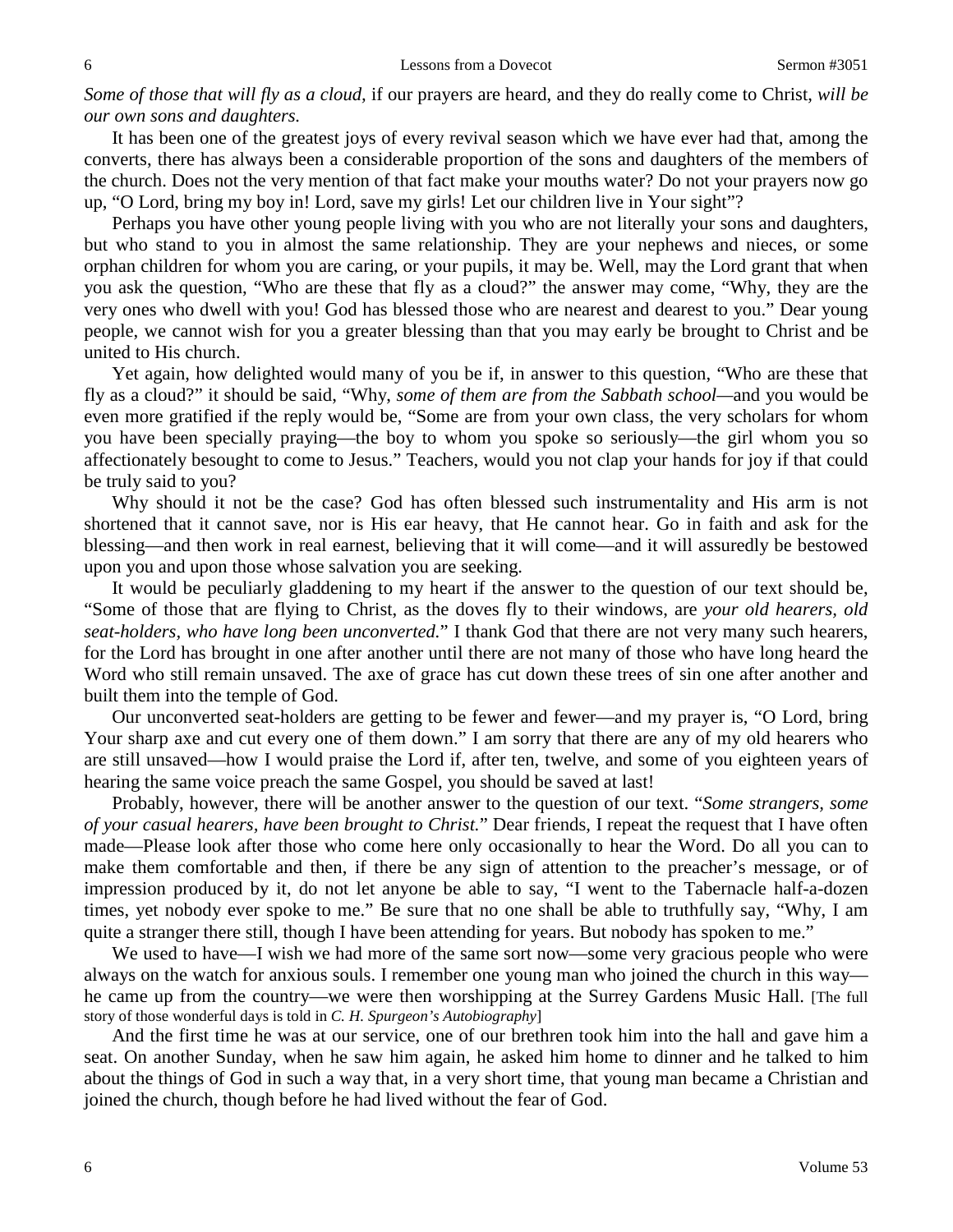*Some of those that will fly as a cloud,* if our prayers are heard, and they do really come to Christ, *will be our own sons and daughters.*

It has been one of the greatest joys of every revival season which we have ever had that, among the converts, there has always been a considerable proportion of the sons and daughters of the members of the church. Does not the very mention of that fact make your mouths water? Do not your prayers now go up, "O Lord, bring my boy in! Lord, save my girls! Let our children live in Your sight"?

Perhaps you have other young people living with you who are not literally your sons and daughters, but who stand to you in almost the same relationship. They are your nephews and nieces, or some orphan children for whom you are caring, or your pupils, it may be. Well, may the Lord grant that when you ask the question, "Who are these that fly as a cloud?" the answer may come, "Why, they are the very ones who dwell with you! God has blessed those who are nearest and dearest to you." Dear young people, we cannot wish for you a greater blessing than that you may early be brought to Christ and be united to His church.

Yet again, how delighted would many of you be if, in answer to this question, "Who are these that fly as a cloud?" it should be said, "Why, *some of them are from the Sabbath school*—and you would be even more gratified if the reply would be, "Some are from your own class, the very scholars for whom you have been specially praying—the boy to whom you spoke so seriously—the girl whom you so affectionately besought to come to Jesus." Teachers, would you not clap your hands for joy if that could be truly said to you?

Why should it not be the case? God has often blessed such instrumentality and His arm is not shortened that it cannot save, nor is His ear heavy, that He cannot hear. Go in faith and ask for the blessing—and then work in real earnest, believing that it will come—and it will assuredly be bestowed upon you and upon those whose salvation you are seeking.

It would be peculiarly gladdening to my heart if the answer to the question of our text should be, "Some of those that are flying to Christ, as the doves fly to their windows, are *your old hearers, old seat-holders, who have long been unconverted.*" I thank God that there are not very many such hearers, for the Lord has brought in one after another until there are not many of those who have long heard the Word who still remain unsaved. The axe of grace has cut down these trees of sin one after another and built them into the temple of God.

Our unconverted seat-holders are getting to be fewer and fewer—and my prayer is, "O Lord, bring Your sharp axe and cut every one of them down." I am sorry that there are any of my old hearers who are still unsaved—how I would praise the Lord if, after ten, twelve, and some of you eighteen years of hearing the same voice preach the same Gospel, you should be saved at last!

Probably, however, there will be another answer to the question of our text. "*Some strangers, some of your casual hearers, have been brought to Christ.*" Dear friends, I repeat the request that I have often made—Please look after those who come here only occasionally to hear the Word. Do all you can to make them comfortable and then, if there be any sign of attention to the preacher's message, or of impression produced by it, do not let anyone be able to say, "I went to the Tabernacle half-a-dozen times, yet nobody ever spoke to me." Be sure that no one shall be able to truthfully say, "Why, I am quite a stranger there still, though I have been attending for years. But nobody has spoken to me."

We used to have—I wish we had more of the same sort now—some very gracious people who were always on the watch for anxious souls. I remember one young man who joined the church in this way—he came up from the country—we were then worshipping at the Surrey Gardens Music Hall. [The full story of those wonderful days is told in *C. H. Spurgeon's Autobiography*]

And the first time he was at our service, one of our brethren took him into the hall and gave him a seat. On another Sunday, when he saw him again, he asked him home to dinner and he talked to him about the things of God in such a way that, in a very short time, that young man became a Christian and joined the church, though before he had lived without the fear of God.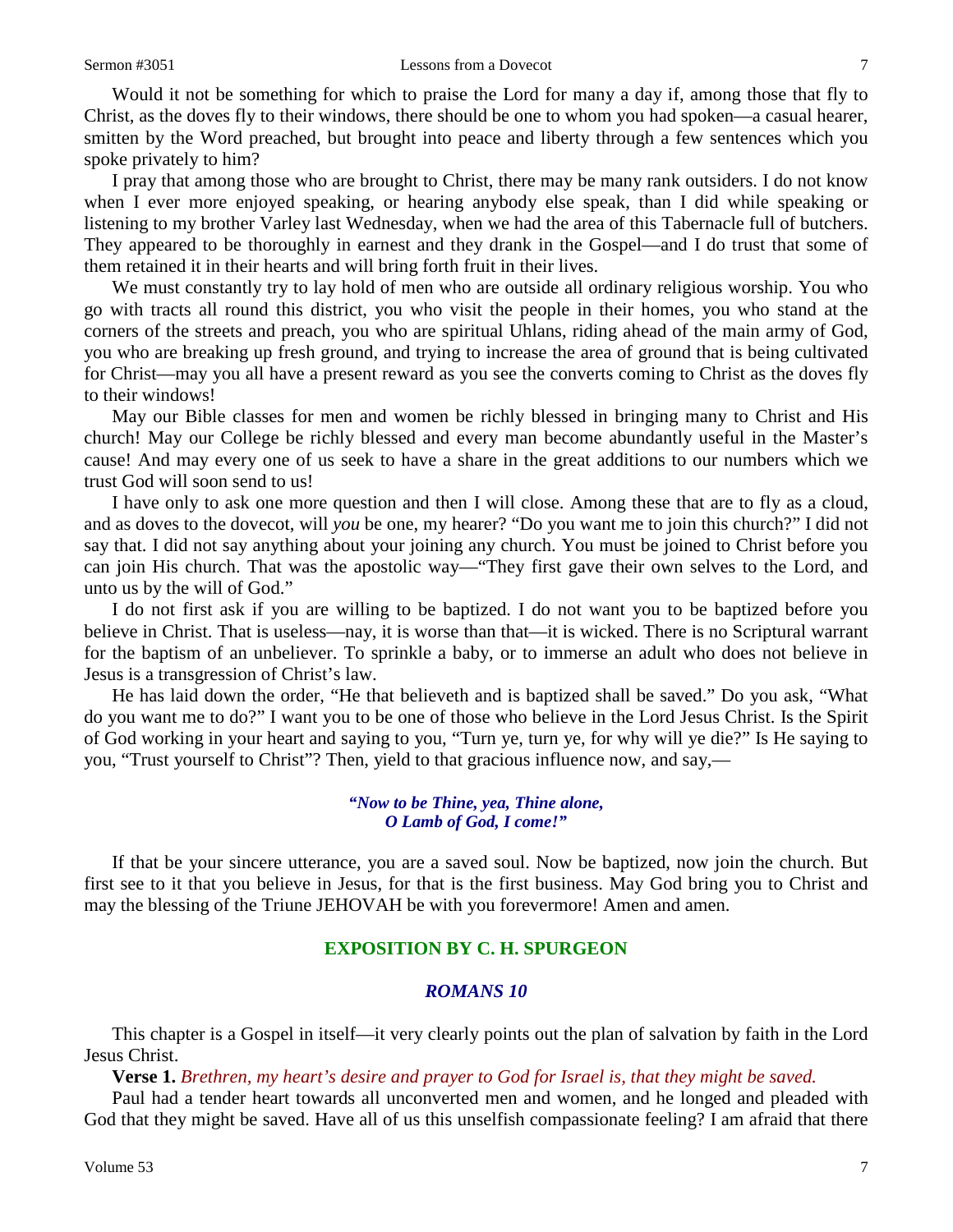Would it not be something for which to praise the Lord for many a day if, among those that fly to Christ, as the doves fly to their windows, there should be one to whom you had spoken—a casual hearer, smitten by the Word preached, but brought into peace and liberty through a few sentences which you spoke privately to him?

I pray that among those who are brought to Christ, there may be many rank outsiders. I do not know when I ever more enjoyed speaking, or hearing anybody else speak, than I did while speaking or listening to my brother Varley last Wednesday, when we had the area of this Tabernacle full of butchers. They appeared to be thoroughly in earnest and they drank in the Gospel—and I do trust that some of them retained it in their hearts and will bring forth fruit in their lives.

We must constantly try to lay hold of men who are outside all ordinary religious worship. You who go with tracts all round this district, you who visit the people in their homes, you who stand at the corners of the streets and preach, you who are spiritual Uhlans, riding ahead of the main army of God, you who are breaking up fresh ground, and trying to increase the area of ground that is being cultivated for Christ—may you all have a present reward as you see the converts coming to Christ as the doves fly to their windows!

May our Bible classes for men and women be richly blessed in bringing many to Christ and His church! May our College be richly blessed and every man become abundantly useful in the Master's cause! And may every one of us seek to have a share in the great additions to our numbers which we trust God will soon send to us!

I have only to ask one more question and then I will close. Among these that are to fly as a cloud, and as doves to the dovecot, will *you* be one, my hearer? "Do you want me to join this church?" I did not say that. I did not say anything about your joining any church. You must be joined to Christ before you can join His church. That was the apostolic way—"They first gave their own selves to the Lord, and unto us by the will of God."

I do not first ask if you are willing to be baptized. I do not want you to be baptized before you believe in Christ. That is useless—nay, it is worse than that—it is wicked. There is no Scriptural warrant for the baptism of an unbeliever. To sprinkle a baby, or to immerse an adult who does not believe in Jesus is a transgression of Christ's law.

He has laid down the order, "He that believeth and is baptized shall be saved." Do you ask, "What do you want me to do?" I want you to be one of those who believe in the Lord Jesus Christ. Is the Spirit of God working in your heart and saying to you, "Turn ye, turn ye, for why will ye die?" Is He saying to you, "Trust yourself to Christ"? Then, yield to that gracious influence now, and say,—

> ***"Now to be Thine, yea, Thine alone,***
> ***O Lamb of God, I come!"***

If that be your sincere utterance, you are a saved soul. Now be baptized, now join the church. But first see to it that you believe in Jesus, for that is the first business. May God bring you to Christ and may the blessing of the Triune JEHOVAH be with you forevermore! Amen and amen.

## EXPOSITION BY C. H. SPURGEON

### *ROMANS 10*

This chapter is a Gospel in itself—it very clearly points out the plan of salvation by faith in the Lord Jesus Christ.

**Verse 1.** *Brethren, my heart's desire and prayer to God for Israel is, that they might be saved.*

Paul had a tender heart towards all unconverted men and women, and he longed and pleaded with God that they might be saved. Have all of us this unselfish compassionate feeling? I am afraid that there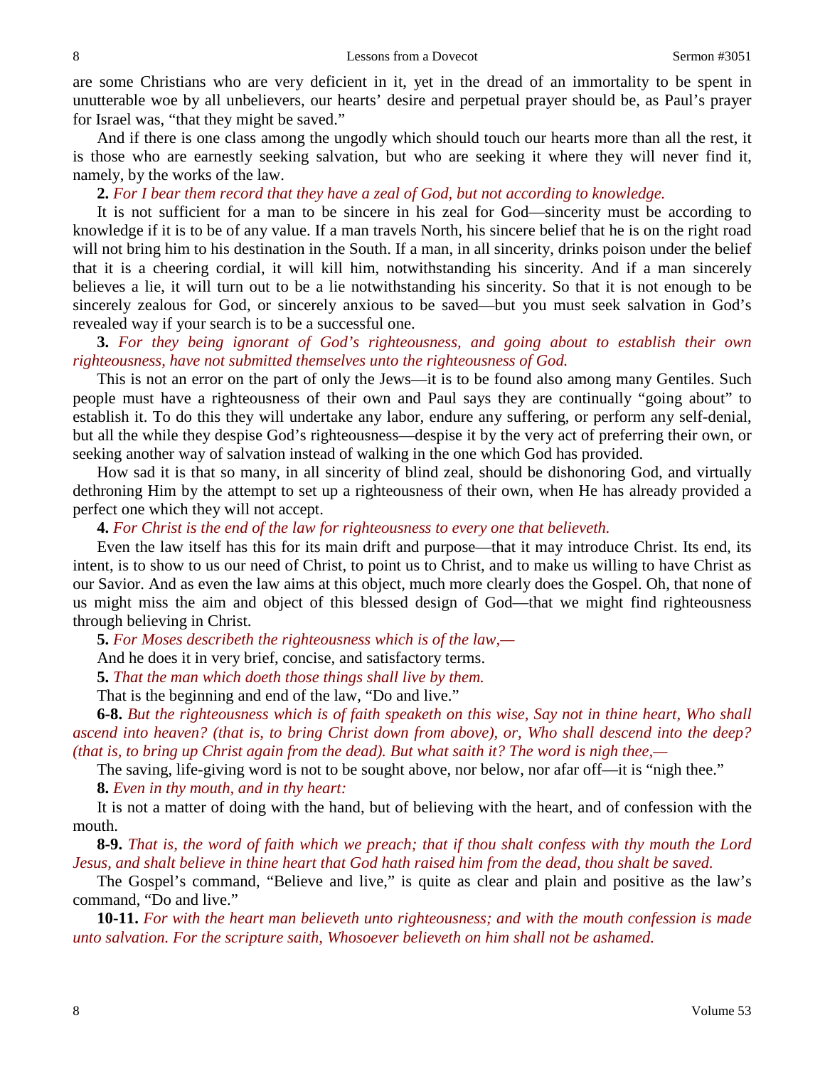are some Christians who are very deficient in it, yet in the dread of an immortality to be spent in unutterable woe by all unbelievers, our hearts' desire and perpetual prayer should be, as Paul's prayer for Israel was, "that they might be saved."

And if there is one class among the ungodly which should touch our hearts more than all the rest, it is those who are earnestly seeking salvation, but who are seeking it where they will never find it, namely, by the works of the law.

**2.** *For I bear them record that they have a zeal of God, but not according to knowledge.*

It is not sufficient for a man to be sincere in his zeal for God—sincerity must be according to knowledge if it is to be of any value. If a man travels North, his sincere belief that he is on the right road will not bring him to his destination in the South. If a man, in all sincerity, drinks poison under the belief that it is a cheering cordial, it will kill him, notwithstanding his sincerity. And if a man sincerely believes a lie, it will turn out to be a lie notwithstanding his sincerity. So that it is not enough to be sincerely zealous for God, or sincerely anxious to be saved—but you must seek salvation in God's revealed way if your search is to be a successful one.

**3.** *For they being ignorant of God's righteousness, and going about to establish their own righteousness, have not submitted themselves unto the righteousness of God.*

This is not an error on the part of only the Jews—it is to be found also among many Gentiles. Such people must have a righteousness of their own and Paul says they are continually "going about" to establish it. To do this they will undertake any labor, endure any suffering, or perform any self-denial, but all the while they despise God's righteousness—despise it by the very act of preferring their own, or seeking another way of salvation instead of walking in the one which God has provided.

How sad it is that so many, in all sincerity of blind zeal, should be dishonoring God, and virtually dethroning Him by the attempt to set up a righteousness of their own, when He has already provided a perfect one which they will not accept.

**4.** *For Christ is the end of the law for righteousness to every one that believeth.*

Even the law itself has this for its main drift and purpose—that it may introduce Christ. Its end, its intent, is to show to us our need of Christ, to point us to Christ, and to make us willing to have Christ as our Savior. And as even the law aims at this object, much more clearly does the Gospel. Oh, that none of us might miss the aim and object of this blessed design of God—that we might find righteousness through believing in Christ.

**5.** *For Moses describeth the righteousness which is of the law,—*

And he does it in very brief, concise, and satisfactory terms.

**5.** *That the man which doeth those things shall live by them.*

That is the beginning and end of the law, "Do and live."

**6-8.** *But the righteousness which is of faith speaketh on this wise, Say not in thine heart, Who shall ascend into heaven? (that is, to bring Christ down from above), or, Who shall descend into the deep? (that is, to bring up Christ again from the dead). But what saith it? The word is nigh thee,—*

The saving, life-giving word is not to be sought above, nor below, nor afar off—it is "nigh thee."

**8.** *Even in thy mouth, and in thy heart:*

It is not a matter of doing with the hand, but of believing with the heart, and of confession with the mouth.

**8-9.** *That is, the word of faith which we preach; that if thou shalt confess with thy mouth the Lord Jesus, and shalt believe in thine heart that God hath raised him from the dead, thou shalt be saved.*

The Gospel's command, "Believe and live," is quite as clear and plain and positive as the law's command, "Do and live."

**10-11.** *For with the heart man believeth unto righteousness; and with the mouth confession is made unto salvation. For the scripture saith, Whosoever believeth on him shall not be ashamed.*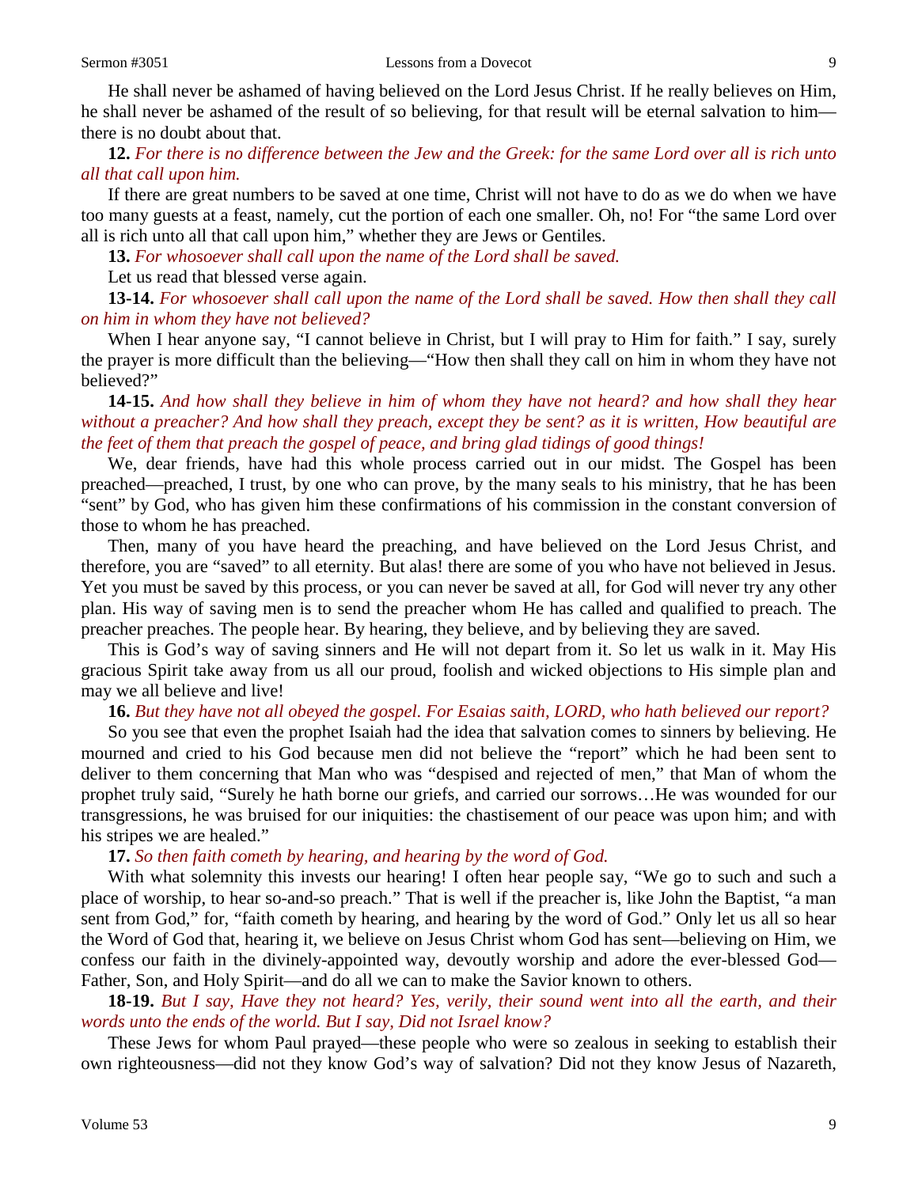He shall never be ashamed of having believed on the Lord Jesus Christ. If he really believes on Him, he shall never be ashamed of the result of so believing, for that result will be eternal salvation to him—there is no doubt about that.

**12.** *For there is no difference between the Jew and the Greek: for the same Lord over all is rich unto all that call upon him.*

If there are great numbers to be saved at one time, Christ will not have to do as we do when we have too many guests at a feast, namely, cut the portion of each one smaller. Oh, no! For "the same Lord over all is rich unto all that call upon him," whether they are Jews or Gentiles.

**13.** *For whosoever shall call upon the name of the Lord shall be saved.*

Let us read that blessed verse again.

**13-14.** *For whosoever shall call upon the name of the Lord shall be saved. How then shall they call on him in whom they have not believed?*

When I hear anyone say, "I cannot believe in Christ, but I will pray to Him for faith." I say, surely the prayer is more difficult than the believing—"How then shall they call on him in whom they have not believed?"

**14-15.** *And how shall they believe in him of whom they have not heard? and how shall they hear without a preacher? And how shall they preach, except they be sent? as it is written, How beautiful are the feet of them that preach the gospel of peace, and bring glad tidings of good things!*

We, dear friends, have had this whole process carried out in our midst. The Gospel has been preached—preached, I trust, by one who can prove, by the many seals to his ministry, that he has been "sent" by God, who has given him these confirmations of his commission in the constant conversion of those to whom he has preached.

Then, many of you have heard the preaching, and have believed on the Lord Jesus Christ, and therefore, you are "saved" to all eternity. But alas! there are some of you who have not believed in Jesus. Yet you must be saved by this process, or you can never be saved at all, for God will never try any other plan. His way of saving men is to send the preacher whom He has called and qualified to preach. The preacher preaches. The people hear. By hearing, they believe, and by believing they are saved.

This is God's way of saving sinners and He will not depart from it. So let us walk in it. May His gracious Spirit take away from us all our proud, foolish and wicked objections to His simple plan and may we all believe and live!

**16.** *But they have not all obeyed the gospel. For Esaias saith, LORD, who hath believed our report?*

So you see that even the prophet Isaiah had the idea that salvation comes to sinners by believing. He mourned and cried to his God because men did not believe the "report" which he had been sent to deliver to them concerning that Man who was "despised and rejected of men," that Man of whom the prophet truly said, "Surely he hath borne our griefs, and carried our sorrows…He was wounded for our transgressions, he was bruised for our iniquities: the chastisement of our peace was upon him; and with his stripes we are healed."

**17.** *So then faith cometh by hearing, and hearing by the word of God.*

With what solemnity this invests our hearing! I often hear people say, "We go to such and such a place of worship, to hear so-and-so preach." That is well if the preacher is, like John the Baptist, "a man sent from God," for, "faith cometh by hearing, and hearing by the word of God." Only let us all so hear the Word of God that, hearing it, we believe on Jesus Christ whom God has sent—believing on Him, we confess our faith in the divinely-appointed way, devoutly worship and adore the ever-blessed God—Father, Son, and Holy Spirit—and do all we can to make the Savior known to others.

**18-19.** *But I say, Have they not heard? Yes, verily, their sound went into all the earth, and their words unto the ends of the world. But I say, Did not Israel know?*

These Jews for whom Paul prayed—these people who were so zealous in seeking to establish their own righteousness—did not they know God's way of salvation? Did not they know Jesus of Nazareth,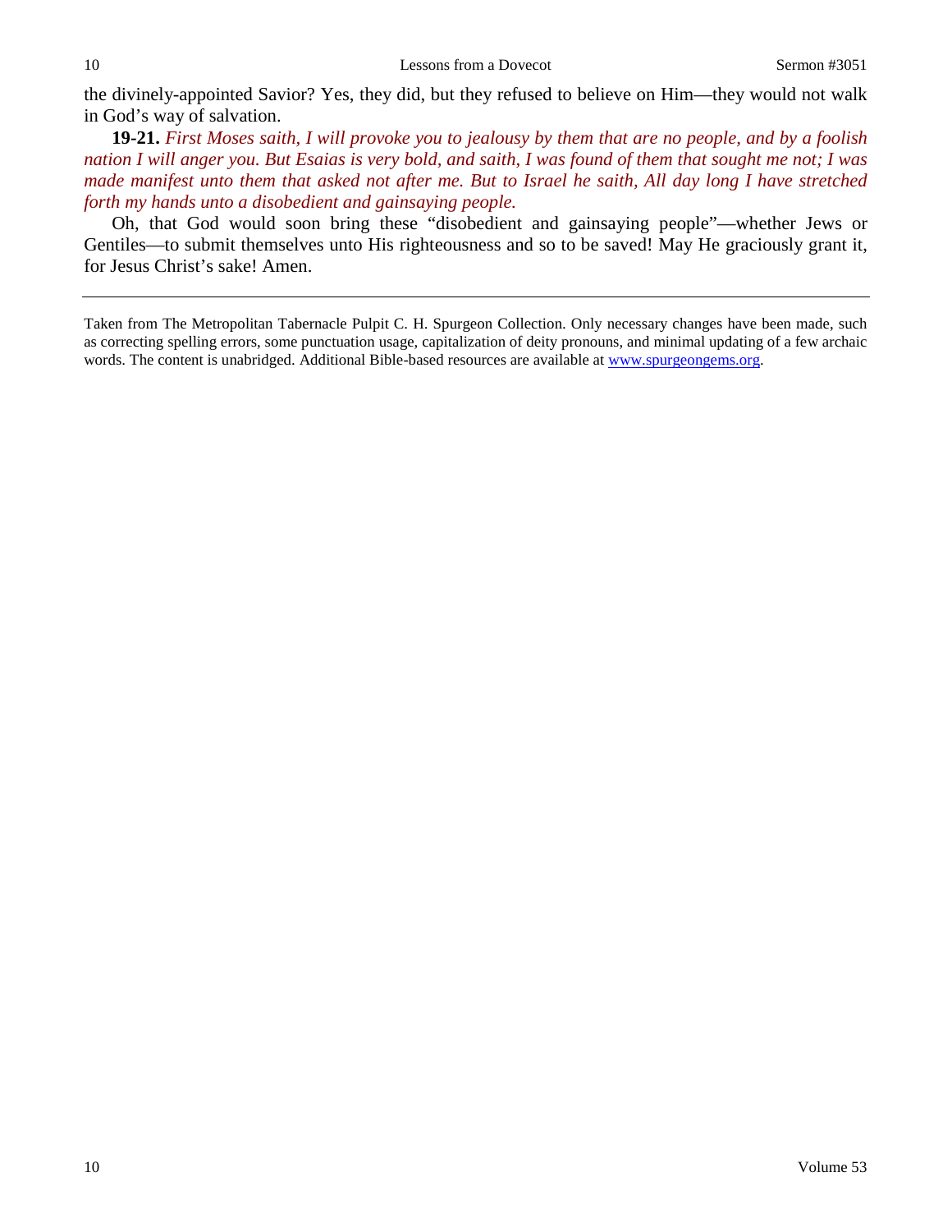the divinely-appointed Savior? Yes, they did, but they refused to believe on Him—they would not walk in God's way of salvation.

**19-21.** *First Moses saith, I will provoke you to jealousy by them that are no people, and by a foolish nation I will anger you. But Esaias is very bold, and saith, I was found of them that sought me not; I was made manifest unto them that asked not after me. But to Israel he saith, All day long I have stretched forth my hands unto a disobedient and gainsaying people.*

Oh, that God would soon bring these "disobedient and gainsaying people"—whether Jews or Gentiles—to submit themselves unto His righteousness and so to be saved! May He graciously grant it, for Jesus Christ's sake! Amen.

---

Taken from The Metropolitan Tabernacle Pulpit C. H. Spurgeon Collection. Only necessary changes have been made, such as correcting spelling errors, some punctuation usage, capitalization of deity pronouns, and minimal updating of a few archaic words. The content is unabridged. Additional Bible-based resources are available at [www.spurgeongems.org](http://www.spurgeongems.org).